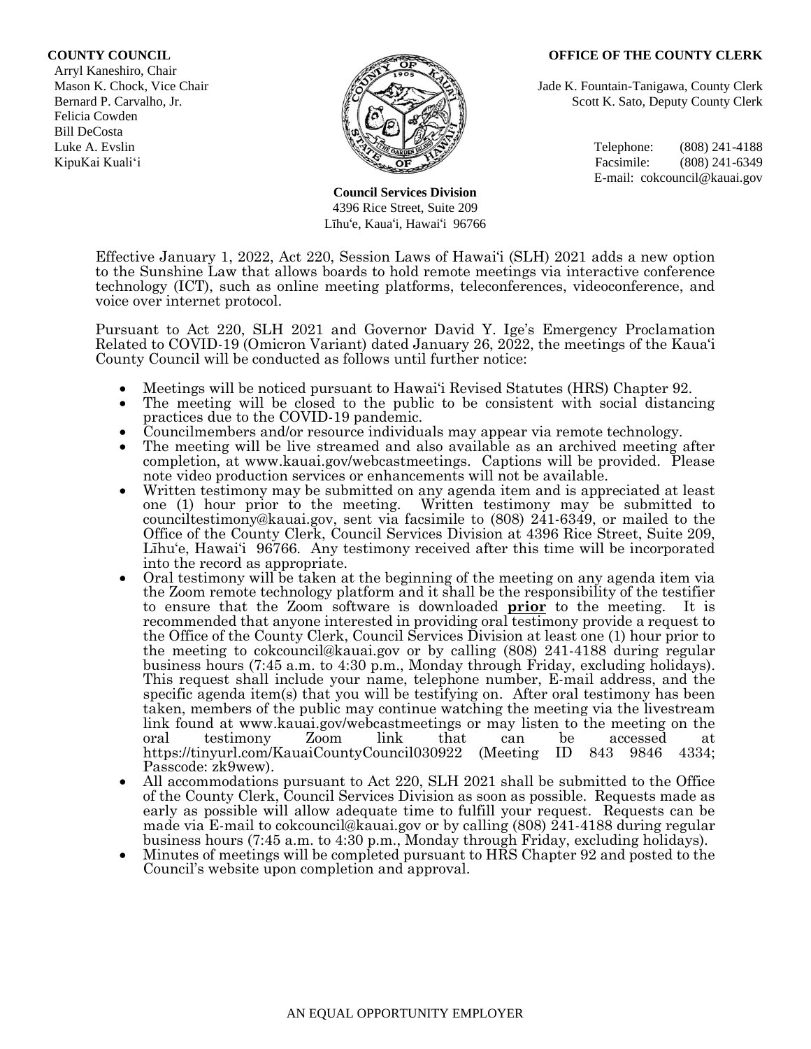**COUNTY COUNCIL**
Arryl Kaneshiro, Chair
Mason K. Chock, Vice Chair
Bernard P. Carvalho, Jr.
Felicia Cowden
Bill DeCosta
Luke A. Evslin
KipuKai Kuali'i

**OFFICE OF THE COUNTY CLERK**
Jade K. Fountain-Tanigawa, County Clerk
Scott K. Sato, Deputy County Clerk

Telephone: (808) 241-4188
Facsimile: (808) 241-6349
E-mail: cokcouncil@kauai.gov

**Council Services Division**
4396 Rice Street, Suite 209
Līhu'e, Kaua'i, Hawai'i 96766

Effective January 1, 2022, Act 220, Session Laws of Hawai'i (SLH) 2021 adds a new option to the Sunshine Law that allows boards to hold remote meetings via interactive conference technology (ICT), such as online meeting platforms, teleconferences, videoconference, and voice over internet protocol.

Pursuant to Act 220, SLH 2021 and Governor David Y. Ige's Emergency Proclamation Related to COVID-19 (Omicron Variant) dated January 26, 2022, the meetings of the Kaua'i County Council will be conducted as follows until further notice:

- Meetings will be noticed pursuant to Hawai'i Revised Statutes (HRS) Chapter 92.
- The meeting will be closed to the public to be consistent with social distancing practices due to the COVID-19 pandemic.
- Councilmembers and/or resource individuals may appear via remote technology.
- The meeting will be live streamed and also available as an archived meeting after completion, at www.kauai.gov/webcastmeetings. Captions will be provided. Please note video production services or enhancements will not be available.
- Written testimony may be submitted on any agenda item and is appreciated at least one (1) hour prior to the meeting. Written testimony may be submitted to counciltestimony@kauai.gov, sent via facsimile to (808) 241-6349, or mailed to the Office of the County Clerk, Council Services Division at 4396 Rice Street, Suite 209, Līhu'e, Hawai'i 96766. Any testimony received after this time will be incorporated into the record as appropriate.
- Oral testimony will be taken at the beginning of the meeting on any agenda item via the Zoom remote technology platform and it shall be the responsibility of the testifier to ensure that the Zoom software is downloaded **prior** to the meeting. It is recommended that anyone interested in providing oral testimony provide a request to the Office of the County Clerk, Council Services Division at least one (1) hour prior to the meeting to cokcouncil@kauai.gov or by calling (808) 241-4188 during regular business hours (7:45 a.m. to 4:30 p.m., Monday through Friday, excluding holidays). This request shall include your name, telephone number, E-mail address, and the specific agenda item(s) that you will be testifying on. After oral testimony has been taken, members of the public may continue watching the meeting via the livestream link found at www.kauai.gov/webcastmeetings or may listen to the meeting on the oral testimony Zoom link that can be accessed at https://tinyurl.com/KauaiCountyCouncil030922 (Meeting ID 843 9846 4334; Passcode: zk9wew).
- All accommodations pursuant to Act 220, SLH 2021 shall be submitted to the Office of the County Clerk, Council Services Division as soon as possible. Requests made as early as possible will allow adequate time to fulfill your request. Requests can be made via E-mail to cokcouncil@kauai.gov or by calling (808) 241-4188 during regular business hours (7:45 a.m. to 4:30 p.m., Monday through Friday, excluding holidays).
- Minutes of meetings will be completed pursuant to HRS Chapter 92 and posted to the Council's website upon completion and approval.

AN EQUAL OPPORTUNITY EMPLOYER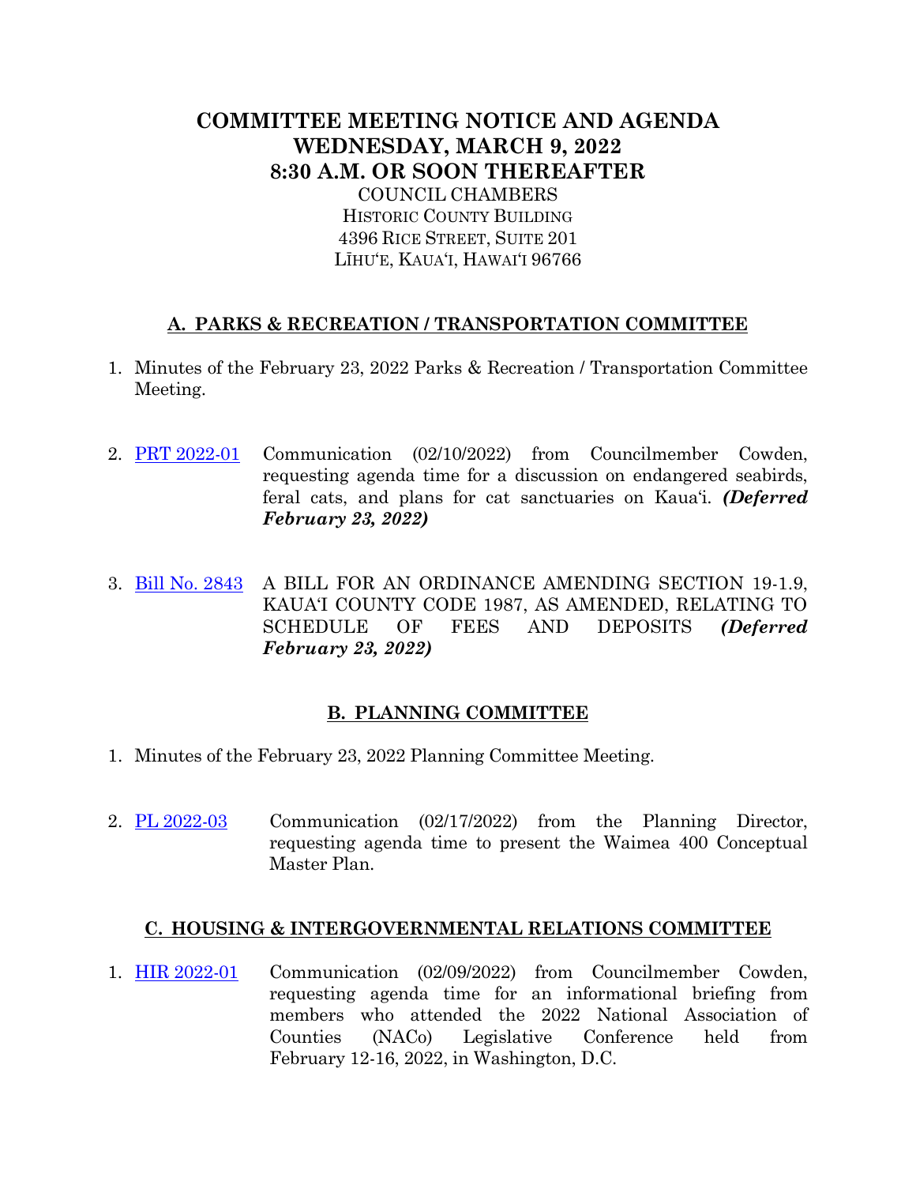# COMMITTEE MEETING NOTICE AND AGENDA
# WEDNESDAY, MARCH 9, 2022
# 8:30 A.M. OR SOON THEREAFTER

COUNCIL CHAMBERS
HISTORIC COUNTY BUILDING
4396 RICE STREET, SUITE 201
LĪHU'E, KAUA'I, HAWAI'I 96766

## A. PARKS & RECREATION / TRANSPORTATION COMMITTEE

1. Minutes of the February 23, 2022 Parks & Recreation / Transportation Committee Meeting.

2. PRT 2022-01 Communication (02/10/2022) from Councilmember Cowden, requesting agenda time for a discussion on endangered seabirds, feral cats, and plans for cat sanctuaries on Kaua'i. ***(Deferred February 23, 2022)***

3. Bill No. 2843 A BILL FOR AN ORDINANCE AMENDING SECTION 19-1.9, KAUA'I COUNTY CODE 1987, AS AMENDED, RELATING TO SCHEDULE OF FEES AND DEPOSITS ***(Deferred February 23, 2022)***

## B. PLANNING COMMITTEE

1. Minutes of the February 23, 2022 Planning Committee Meeting.

2. PL 2022-03 Communication (02/17/2022) from the Planning Director, requesting agenda time to present the Waimea 400 Conceptual Master Plan.

## C. HOUSING & INTERGOVERNMENTAL RELATIONS COMMITTEE

1. HIR 2022-01 Communication (02/09/2022) from Councilmember Cowden, requesting agenda time for an informational briefing from members who attended the 2022 National Association of Counties (NACo) Legislative Conference held from February 12-16, 2022, in Washington, D.C.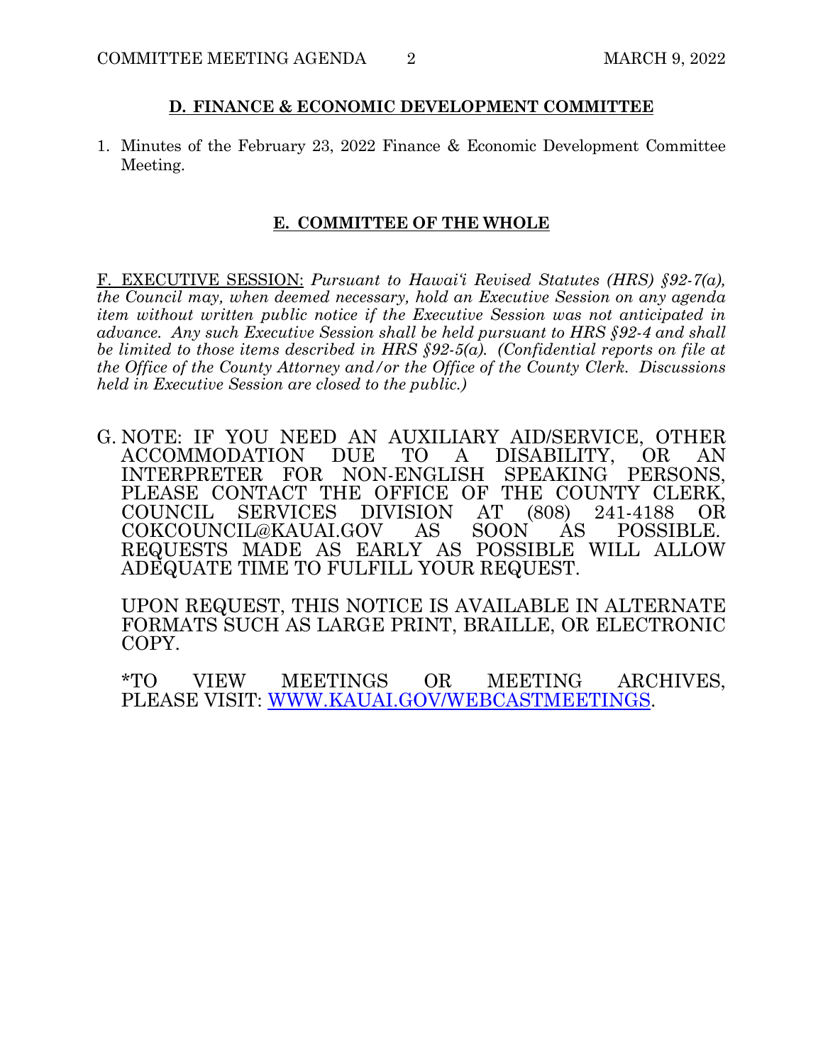## D. FINANCE & ECONOMIC DEVELOPMENT COMMITTEE

1. Minutes of the February 23, 2022 Finance & Economic Development Committee Meeting.

## E. COMMITTEE OF THE WHOLE

F. EXECUTIVE SESSION: *Pursuant to Hawai'i Revised Statutes (HRS) §92-7(a), the Council may, when deemed necessary, hold an Executive Session on any agenda item without written public notice if the Executive Session was not anticipated in advance. Any such Executive Session shall be held pursuant to HRS §92-4 and shall be limited to those items described in HRS §92-5(a). (Confidential reports on file at the Office of the County Attorney and/or the Office of the County Clerk. Discussions held in Executive Session are closed to the public.)*

G. NOTE: IF YOU NEED AN AUXILIARY AID/SERVICE, OTHER ACCOMMODATION DUE TO A DISABILITY, OR AN INTERPRETER FOR NON-ENGLISH SPEAKING PERSONS, PLEASE CONTACT THE OFFICE OF THE COUNTY CLERK, COUNCIL SERVICES DIVISION AT (808) 241-4188 OR COKCOUNCIL@KAUAI.GOV AS SOON AS POSSIBLE. REQUESTS MADE AS EARLY AS POSSIBLE WILL ALLOW ADEQUATE TIME TO FULFILL YOUR REQUEST.

UPON REQUEST, THIS NOTICE IS AVAILABLE IN ALTERNATE FORMATS SUCH AS LARGE PRINT, BRAILLE, OR ELECTRONIC COPY.

*TO VIEW MEETINGS OR MEETING ARCHIVES, PLEASE VISIT: WWW.KAUAI.GOV/WEBCASTMEETINGS.